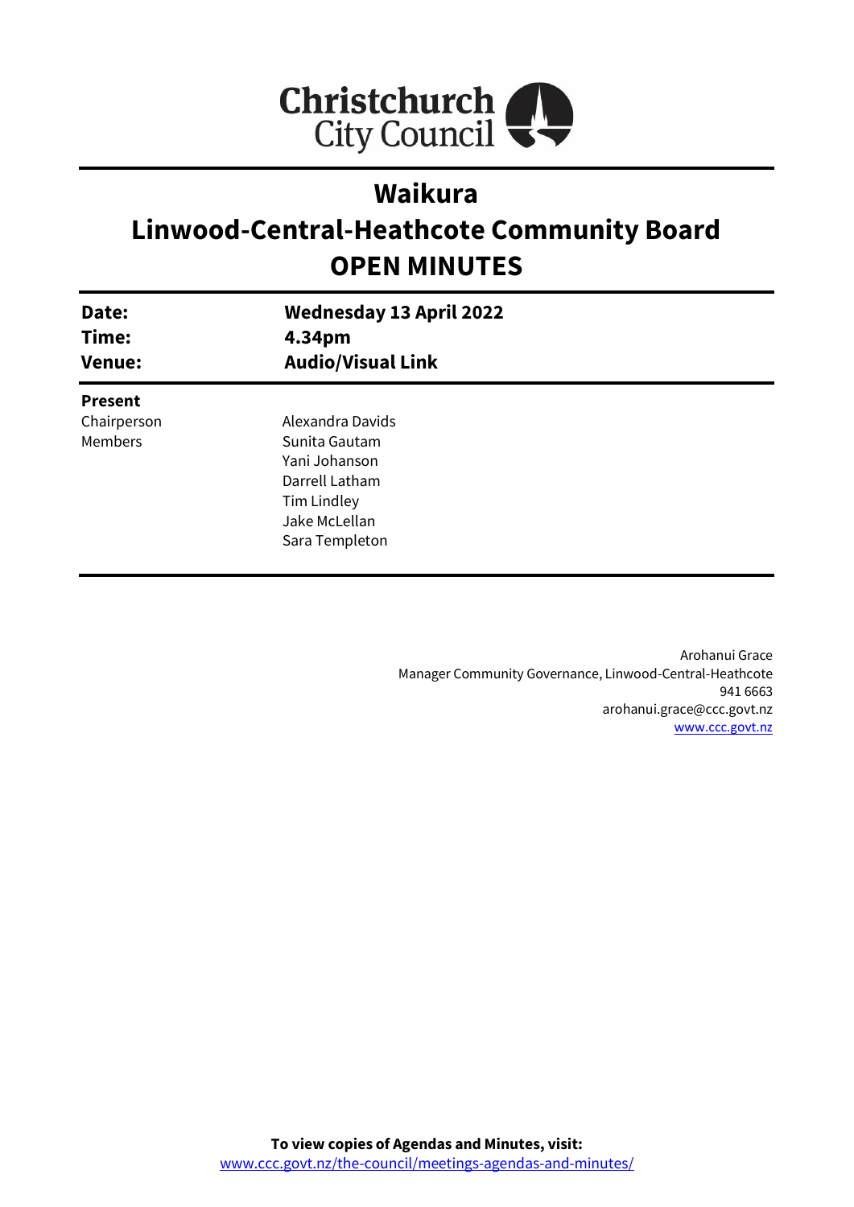Christchurch City Council

# Waikura
# Linwood-Central-Heathcote Community Board
# OPEN MINUTES

| | |
|---|---|
| **Date:** | **Wednesday 13 April 2022** |
| **Time:** | **4.34pm** |
| **Venue:** | **Audio/Visual Link** |

**Present**

| | |
|---|---|
| Chairperson | Alexandra Davids |
| Members | Sunita Gautam |
| | Yani Johanson |
| | Darrell Latham |
| | Tim Lindley |
| | Jake McLellan |
| | Sara Templeton |

Arohanui Grace
Manager Community Governance, Linwood-Central-Heathcote
941 6663
arohanui.grace@ccc.govt.nz
www.ccc.govt.nz

**To view copies of Agendas and Minutes, visit:**
www.ccc.govt.nz/the-council/meetings-agendas-and-minutes/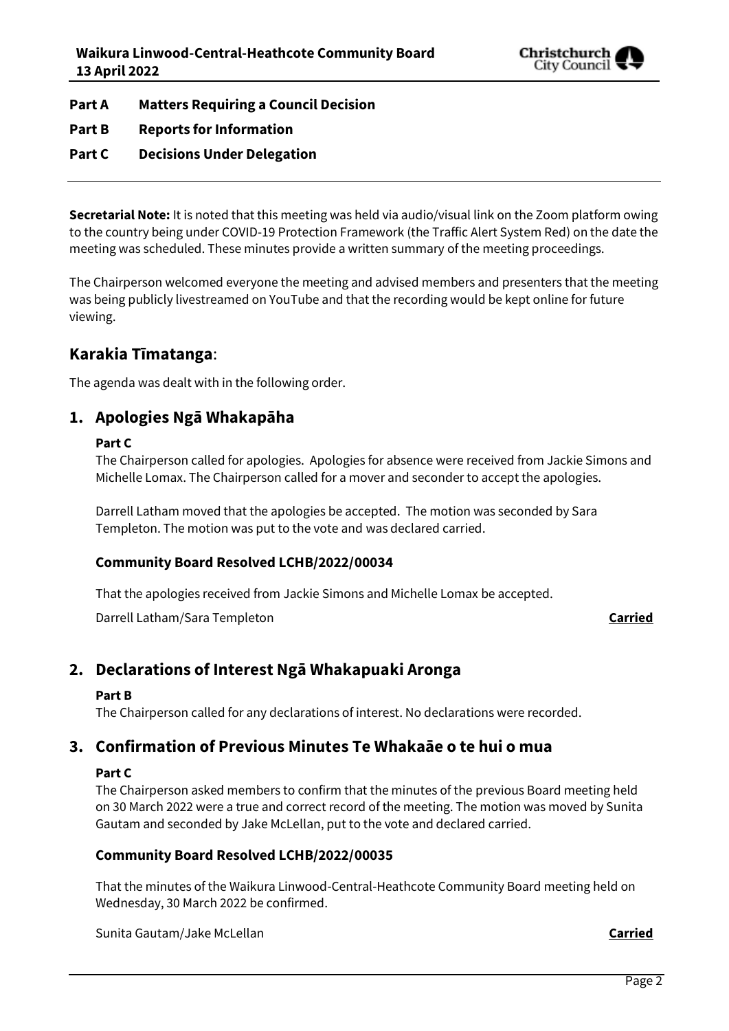**Part A Matters Requiring a Council Decision**

**Part B Reports for Information**

**Part C Decisions Under Delegation**

---

**Secretarial Note:** It is noted that this meeting was held via audio/visual link on the Zoom platform owing to the country being under COVID-19 Protection Framework (the Traffic Alert System Red) on the date the meeting was scheduled. These minutes provide a written summary of the meeting proceedings.

The Chairperson welcomed everyone the meeting and advised members and presenters that the meeting was being publicly livestreamed on YouTube and that the recording would be kept online for future viewing.

## Karakia Tīmatanga:

The agenda was dealt with in the following order.

## 1. Apologies Ngā Whakapāha

**Part C**

The Chairperson called for apologies. Apologies for absence were received from Jackie Simons and Michelle Lomax. The Chairperson called for a mover and seconder to accept the apologies.

Darrell Latham moved that the apologies be accepted. The motion was seconded by Sara Templeton. The motion was put to the vote and was declared carried.

### Community Board Resolved LCHB/2022/00034

That the apologies received from Jackie Simons and Michelle Lomax be accepted.

Darrell Latham/Sara Templeton **Carried**

## 2. Declarations of Interest Ngā Whakapuaki Aronga

**Part B**

The Chairperson called for any declarations of interest. No declarations were recorded.

## 3. Confirmation of Previous Minutes Te Whakaāe o te hui o mua

**Part C**

The Chairperson asked members to confirm that the minutes of the previous Board meeting held on 30 March 2022 were a true and correct record of the meeting. The motion was moved by Sunita Gautam and seconded by Jake McLellan, put to the vote and declared carried.

### Community Board Resolved LCHB/2022/00035

That the minutes of the Waikura Linwood-Central-Heathcote Community Board meeting held on Wednesday, 30 March 2022 be confirmed.

Sunita Gautam/Jake McLellan **Carried**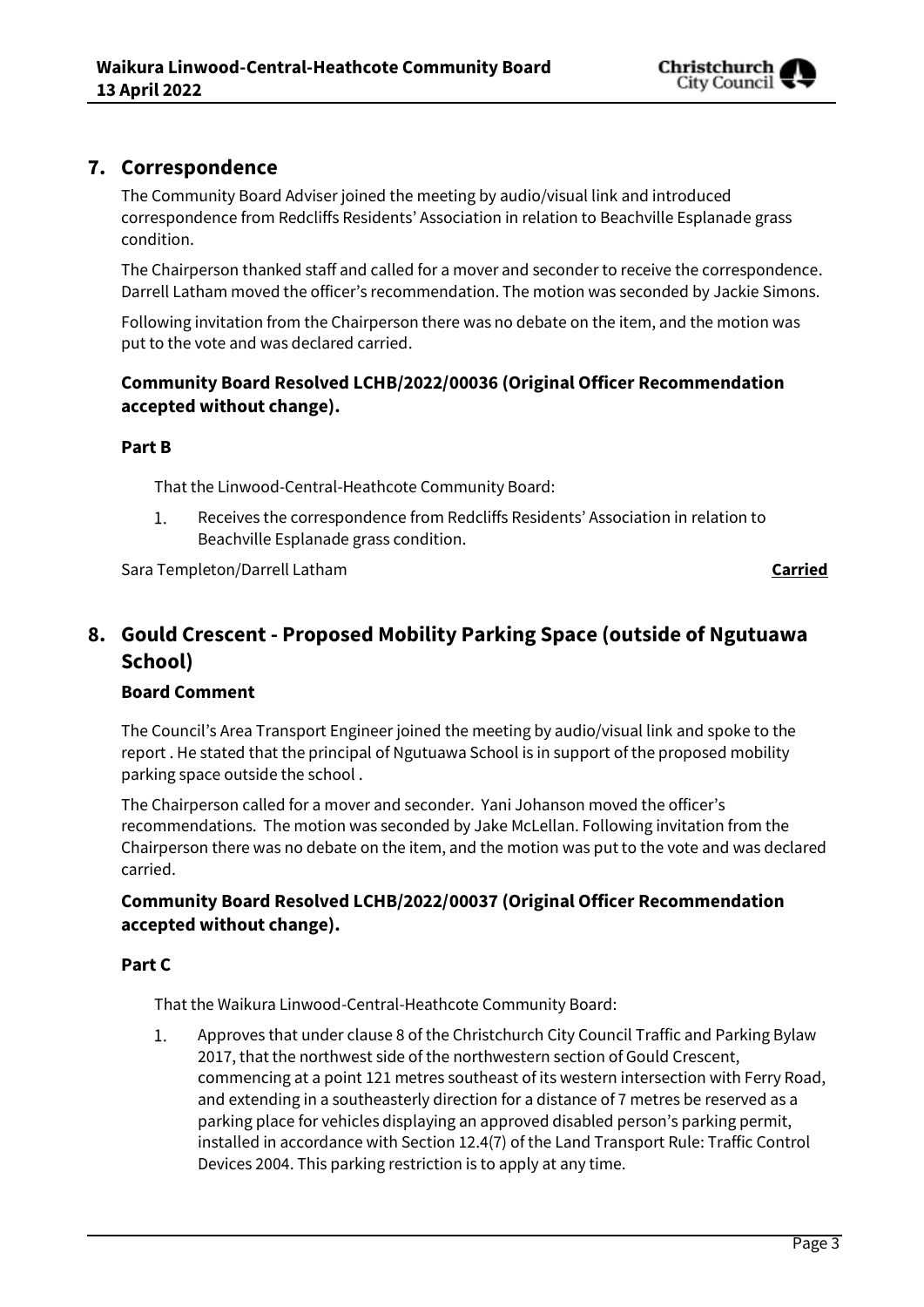## 7. Correspondence

The Community Board Adviser joined the meeting by audio/visual link and introduced correspondence from Redcliffs Residents' Association in relation to Beachville Esplanade grass condition.

The Chairperson thanked staff and called for a mover and seconder to receive the correspondence. Darrell Latham moved the officer's recommendation. The motion was seconded by Jackie Simons.

Following invitation from the Chairperson there was no debate on the item, and the motion was put to the vote and was declared carried.

### Community Board Resolved LCHB/2022/00036 (Original Officer Recommendation accepted without change).

**Part B**

That the Linwood-Central-Heathcote Community Board:

1. Receives the correspondence from Redcliffs Residents' Association in relation to Beachville Esplanade grass condition.

Sara Templeton/Darrell Latham **Carried**

## 8. Gould Crescent - Proposed Mobility Parking Space (outside of Ngutuawa School)

### Board Comment

The Council's Area Transport Engineer joined the meeting by audio/visual link and spoke to the report . He stated that the principal of Ngutuawa School is in support of the proposed mobility parking space outside the school .

The Chairperson called for a mover and seconder. Yani Johanson moved the officer's recommendations. The motion was seconded by Jake McLellan. Following invitation from the Chairperson there was no debate on the item, and the motion was put to the vote and was declared carried.

### Community Board Resolved LCHB/2022/00037 (Original Officer Recommendation accepted without change).

**Part C**

That the Waikura Linwood-Central-Heathcote Community Board:

1. Approves that under clause 8 of the Christchurch City Council Traffic and Parking Bylaw 2017, that the northwest side of the northwestern section of Gould Crescent, commencing at a point 121 metres southeast of its western intersection with Ferry Road, and extending in a southeasterly direction for a distance of 7 metres be reserved as a parking place for vehicles displaying an approved disabled person's parking permit, installed in accordance with Section 12.4(7) of the Land Transport Rule: Traffic Control Devices 2004. This parking restriction is to apply at any time.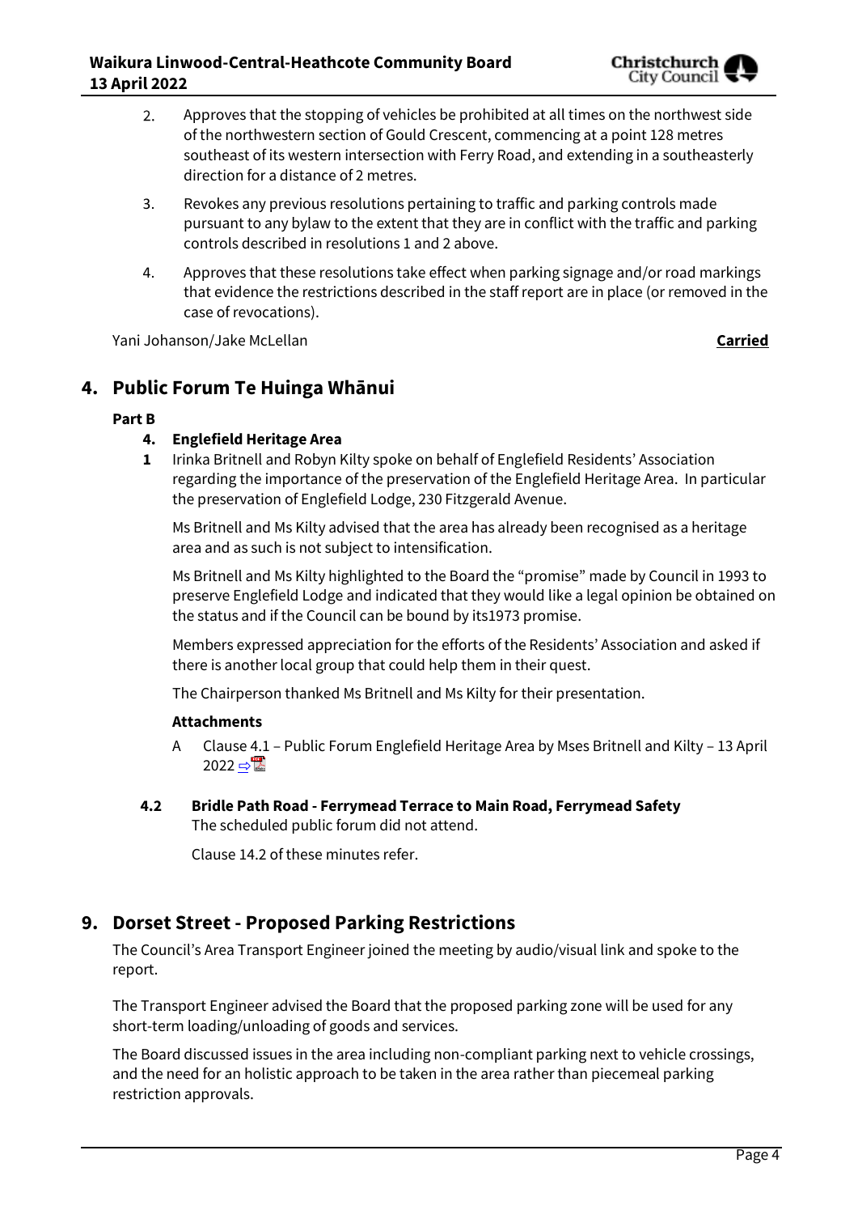2. Approves that the stopping of vehicles be prohibited at all times on the northwest side of the northwestern section of Gould Crescent, commencing at a point 128 metres southeast of its western intersection with Ferry Road, and extending in a southeasterly direction for a distance of 2 metres.

3. Revokes any previous resolutions pertaining to traffic and parking controls made pursuant to any bylaw to the extent that they are in conflict with the traffic and parking controls described in resolutions 1 and 2 above.

4. Approves that these resolutions take effect when parking signage and/or road markings that evidence the restrictions described in the staff report are in place (or removed in the case of revocations).

Yani Johanson/Jake McLellan **Carried**

## 4. Public Forum Te Huinga Whānui

**Part B**

**4. Englefield Heritage Area**

**1** Irinka Britnell and Robyn Kilty spoke on behalf of Englefield Residents' Association regarding the importance of the preservation of the Englefield Heritage Area. In particular the preservation of Englefield Lodge, 230 Fitzgerald Avenue.

Ms Britnell and Ms Kilty advised that the area has already been recognised as a heritage area and as such is not subject to intensification.

Ms Britnell and Ms Kilty highlighted to the Board the "promise" made by Council in 1993 to preserve Englefield Lodge and indicated that they would like a legal opinion be obtained on the status and if the Council can be bound by its1973 promise.

Members expressed appreciation for the efforts of the Residents' Association and asked if there is another local group that could help them in their quest.

The Chairperson thanked Ms Britnell and Ms Kilty for their presentation.

**Attachments**

A Clause 4.1 – Public Forum Englefield Heritage Area by Mses Britnell and Kilty – 13 April 2022 ⇨

**4.2 Bridle Path Road - Ferrymead Terrace to Main Road, Ferrymead Safety**

The scheduled public forum did not attend.

Clause 14.2 of these minutes refer.

## 9. Dorset Street - Proposed Parking Restrictions

The Council's Area Transport Engineer joined the meeting by audio/visual link and spoke to the report.

The Transport Engineer advised the Board that the proposed parking zone will be used for any short-term loading/unloading of goods and services.

The Board discussed issues in the area including non-compliant parking next to vehicle crossings, and the need for an holistic approach to be taken in the area rather than piecemeal parking restriction approvals.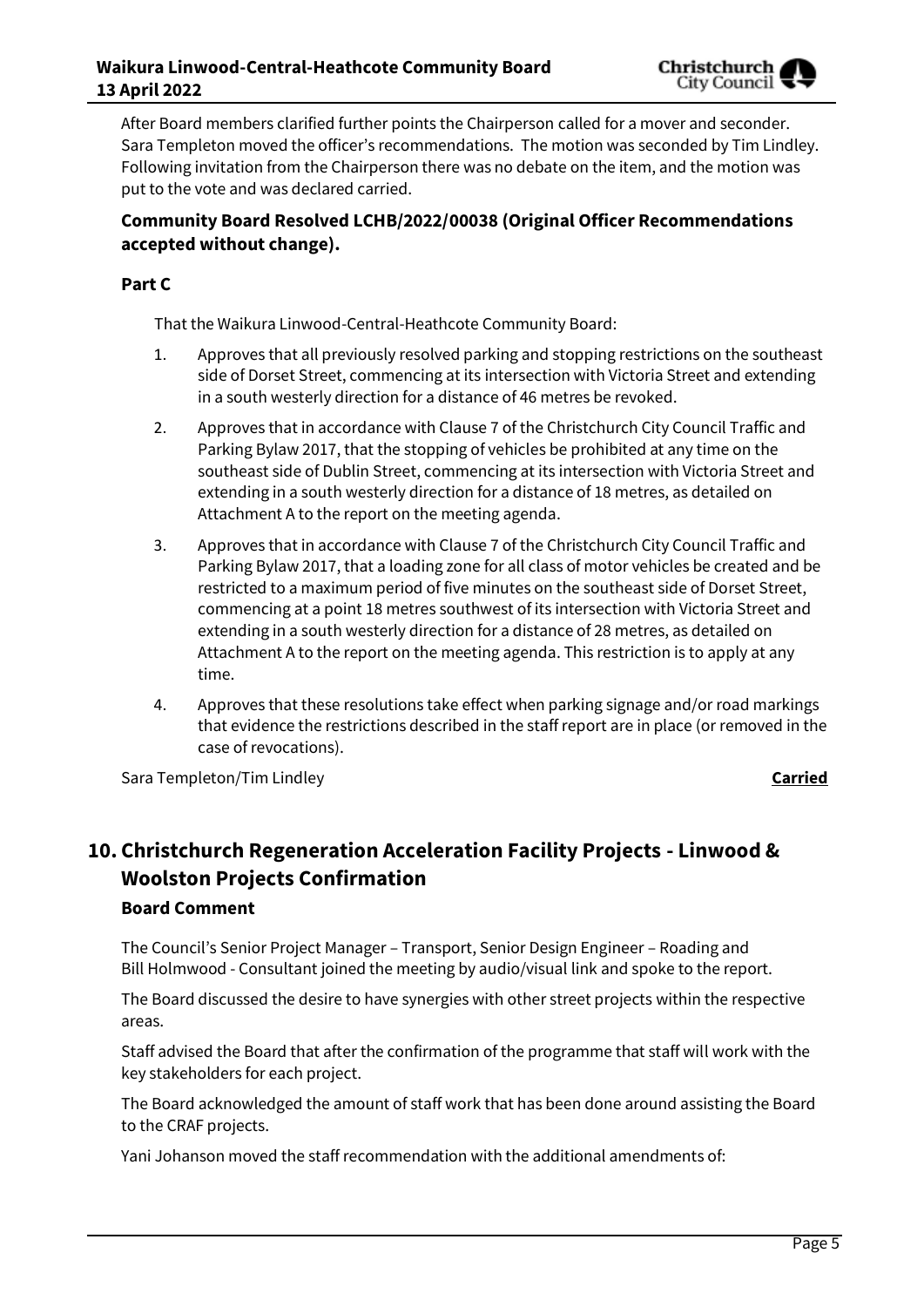After Board members clarified further points the Chairperson called for a mover and seconder. Sara Templeton moved the officer's recommendations. The motion was seconded by Tim Lindley. Following invitation from the Chairperson there was no debate on the item, and the motion was put to the vote and was declared carried.

### Community Board Resolved LCHB/2022/00038 (Original Officer Recommendations accepted without change).

### Part C

That the Waikura Linwood-Central-Heathcote Community Board:

1. Approves that all previously resolved parking and stopping restrictions on the southeast side of Dorset Street, commencing at its intersection with Victoria Street and extending in a south westerly direction for a distance of 46 metres be revoked.
2. Approves that in accordance with Clause 7 of the Christchurch City Council Traffic and Parking Bylaw 2017, that the stopping of vehicles be prohibited at any time on the southeast side of Dublin Street, commencing at its intersection with Victoria Street and extending in a south westerly direction for a distance of 18 metres, as detailed on Attachment A to the report on the meeting agenda.
3. Approves that in accordance with Clause 7 of the Christchurch City Council Traffic and Parking Bylaw 2017, that a loading zone for all class of motor vehicles be created and be restricted to a maximum period of five minutes on the southeast side of Dorset Street, commencing at a point 18 metres southwest of its intersection with Victoria Street and extending in a south westerly direction for a distance of 28 metres, as detailed on Attachment A to the report on the meeting agenda. This restriction is to apply at any time.
4. Approves that these resolutions take effect when parking signage and/or road markings that evidence the restrictions described in the staff report are in place (or removed in the case of revocations).

Sara Templeton/Tim Lindley **Carried**

## 10. Christchurch Regeneration Acceleration Facility Projects - Linwood & Woolston Projects Confirmation

### Board Comment

The Council's Senior Project Manager – Transport, Senior Design Engineer – Roading and Bill Holmwood - Consultant joined the meeting by audio/visual link and spoke to the report.

The Board discussed the desire to have synergies with other street projects within the respective areas.

Staff advised the Board that after the confirmation of the programme that staff will work with the key stakeholders for each project.

The Board acknowledged the amount of staff work that has been done around assisting the Board to the CRAF projects.

Yani Johanson moved the staff recommendation with the additional amendments of: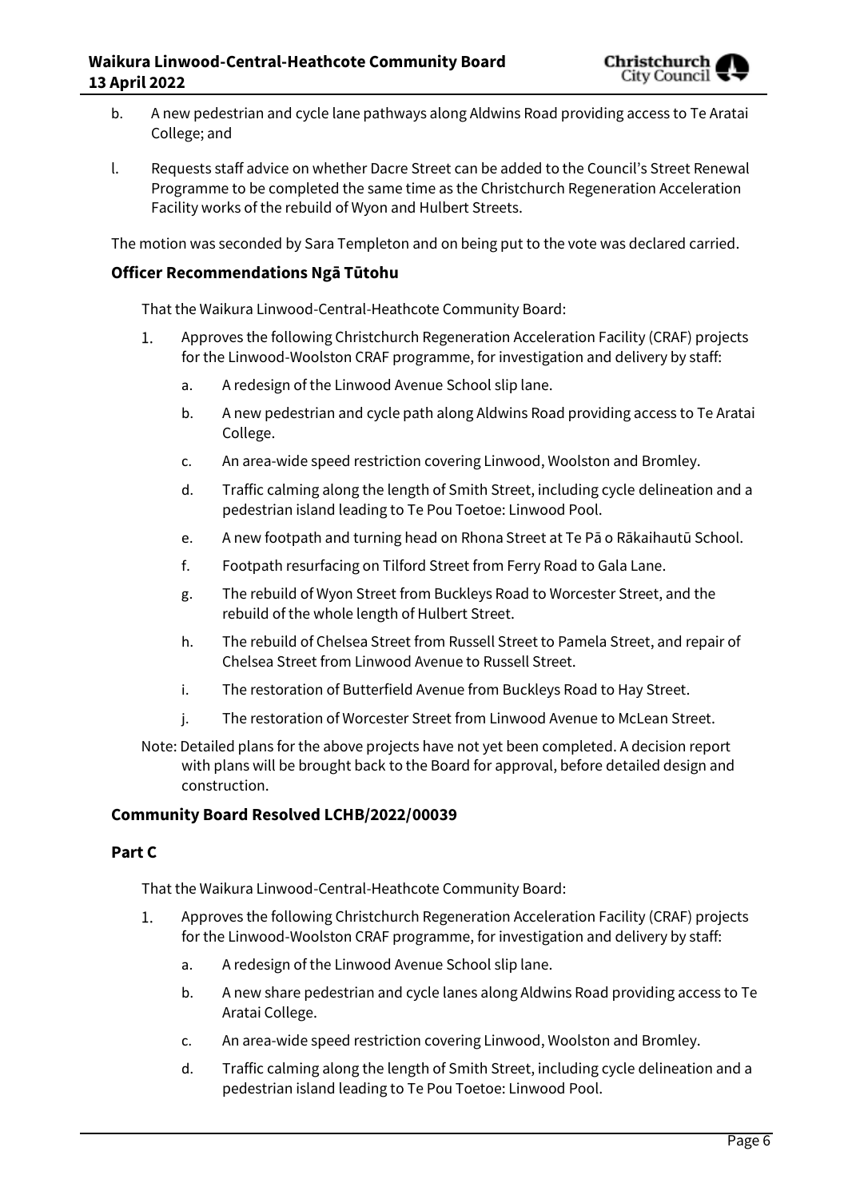b. A new pedestrian and cycle lane pathways along Aldwins Road providing access to Te Aratai College; and

l. Requests staff advice on whether Dacre Street can be added to the Council's Street Renewal Programme to be completed the same time as the Christchurch Regeneration Acceleration Facility works of the rebuild of Wyon and Hulbert Streets.

The motion was seconded by Sara Templeton and on being put to the vote was declared carried.

### Officer Recommendations Ngā Tūtohu

That the Waikura Linwood-Central-Heathcote Community Board:

1. Approves the following Christchurch Regeneration Acceleration Facility (CRAF) projects for the Linwood-Woolston CRAF programme, for investigation and delivery by staff:
   a. A redesign of the Linwood Avenue School slip lane.
   b. A new pedestrian and cycle path along Aldwins Road providing access to Te Aratai College.
   c. An area-wide speed restriction covering Linwood, Woolston and Bromley.
   d. Traffic calming along the length of Smith Street, including cycle delineation and a pedestrian island leading to Te Pou Toetoe: Linwood Pool.
   e. A new footpath and turning head on Rhona Street at Te Pā o Rākaihautū School.
   f. Footpath resurfacing on Tilford Street from Ferry Road to Gala Lane.
   g. The rebuild of Wyon Street from Buckleys Road to Worcester Street, and the rebuild of the whole length of Hulbert Street.
   h. The rebuild of Chelsea Street from Russell Street to Pamela Street, and repair of Chelsea Street from Linwood Avenue to Russell Street.
   i. The restoration of Butterfield Avenue from Buckleys Road to Hay Street.
   j. The restoration of Worcester Street from Linwood Avenue to McLean Street.

Note: Detailed plans for the above projects have not yet been completed. A decision report with plans will be brought back to the Board for approval, before detailed design and construction.

### Community Board Resolved LCHB/2022/00039

### Part C

That the Waikura Linwood-Central-Heathcote Community Board:

1. Approves the following Christchurch Regeneration Acceleration Facility (CRAF) projects for the Linwood-Woolston CRAF programme, for investigation and delivery by staff:
   a. A redesign of the Linwood Avenue School slip lane.
   b. A new share pedestrian and cycle lanes along Aldwins Road providing access to Te Aratai College.
   c. An area-wide speed restriction covering Linwood, Woolston and Bromley.
   d. Traffic calming along the length of Smith Street, including cycle delineation and a pedestrian island leading to Te Pou Toetoe: Linwood Pool.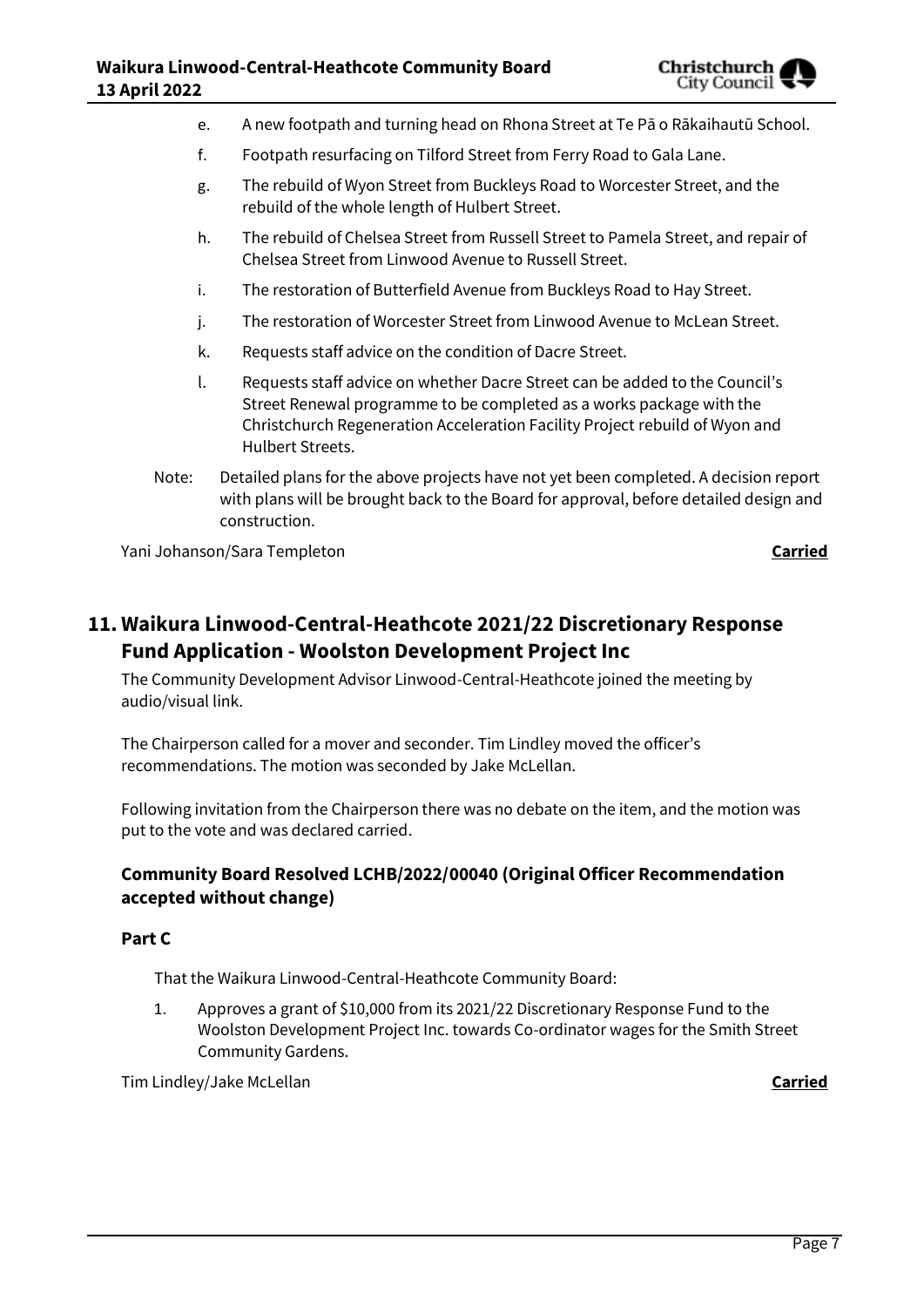e. A new footpath and turning head on Rhona Street at Te Pā o Rākaihautū School.

f. Footpath resurfacing on Tilford Street from Ferry Road to Gala Lane.

g. The rebuild of Wyon Street from Buckleys Road to Worcester Street, and the rebuild of the whole length of Hulbert Street.

h. The rebuild of Chelsea Street from Russell Street to Pamela Street, and repair of Chelsea Street from Linwood Avenue to Russell Street.

i. The restoration of Butterfield Avenue from Buckleys Road to Hay Street.

j. The restoration of Worcester Street from Linwood Avenue to McLean Street.

k. Requests staff advice on the condition of Dacre Street.

l. Requests staff advice on whether Dacre Street can be added to the Council's Street Renewal programme to be completed as a works package with the Christchurch Regeneration Acceleration Facility Project rebuild of Wyon and Hulbert Streets.

Note: Detailed plans for the above projects have not yet been completed. A decision report with plans will be brought back to the Board for approval, before detailed design and construction.

Yani Johanson/Sara Templeton **Carried**

## 11. Waikura Linwood-Central-Heathcote 2021/22 Discretionary Response Fund Application - Woolston Development Project Inc

The Community Development Advisor Linwood-Central-Heathcote joined the meeting by audio/visual link.

The Chairperson called for a mover and seconder. Tim Lindley moved the officer's recommendations. The motion was seconded by Jake McLellan.

Following invitation from the Chairperson there was no debate on the item, and the motion was put to the vote and was declared carried.

### Community Board Resolved LCHB/2022/00040 (Original Officer Recommendation accepted without change)

### Part C

That the Waikura Linwood-Central-Heathcote Community Board:

1. Approves a grant of $10,000 from its 2021/22 Discretionary Response Fund to the Woolston Development Project Inc. towards Co-ordinator wages for the Smith Street Community Gardens.

Tim Lindley/Jake McLellan **Carried**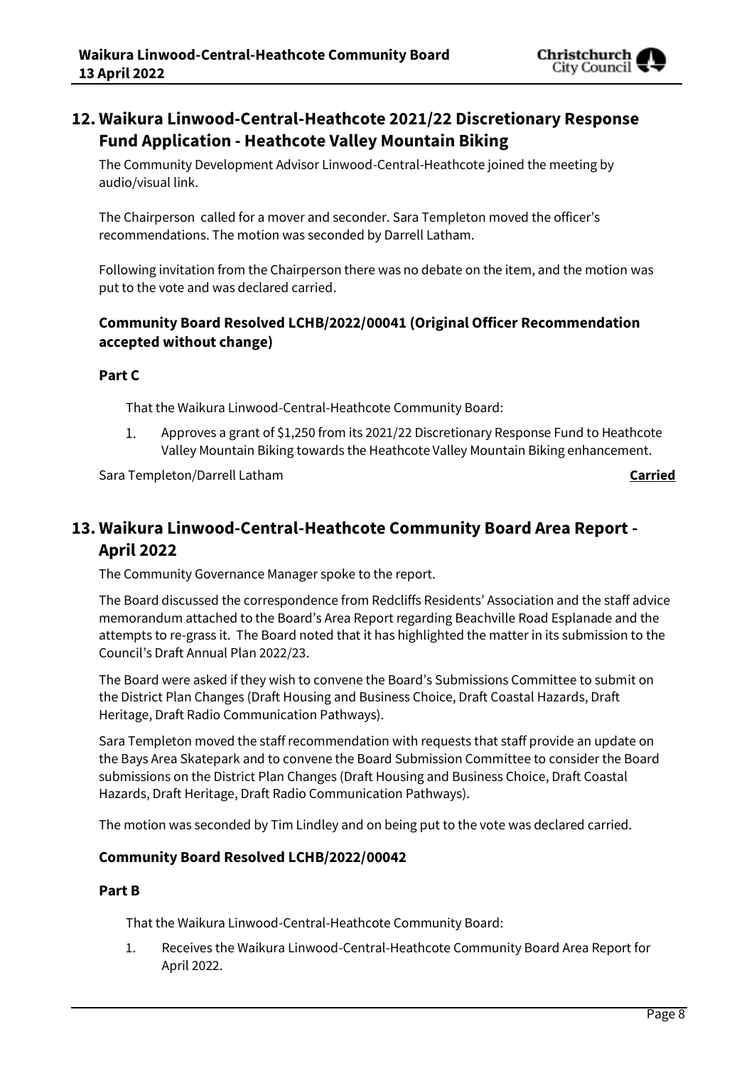## 12. Waikura Linwood-Central-Heathcote 2021/22 Discretionary Response Fund Application - Heathcote Valley Mountain Biking

The Community Development Advisor Linwood-Central-Heathcote joined the meeting by audio/visual link.

The Chairperson called for a mover and seconder. Sara Templeton moved the officer's recommendations. The motion was seconded by Darrell Latham.

Following invitation from the Chairperson there was no debate on the item, and the motion was put to the vote and was declared carried.

### Community Board Resolved LCHB/2022/00041 (Original Officer Recommendation accepted without change)

#### Part C

That the Waikura Linwood-Central-Heathcote Community Board:

1. Approves a grant of $1,250 from its 2021/22 Discretionary Response Fund to Heathcote Valley Mountain Biking towards the Heathcote Valley Mountain Biking enhancement.

Sara Templeton/Darrell Latham **Carried**

## 13. Waikura Linwood-Central-Heathcote Community Board Area Report - April 2022

The Community Governance Manager spoke to the report.

The Board discussed the correspondence from Redcliffs Residents' Association and the staff advice memorandum attached to the Board's Area Report regarding Beachville Road Esplanade and the attempts to re-grass it. The Board noted that it has highlighted the matter in its submission to the Council's Draft Annual Plan 2022/23.

The Board were asked if they wish to convene the Board's Submissions Committee to submit on the District Plan Changes (Draft Housing and Business Choice, Draft Coastal Hazards, Draft Heritage, Draft Radio Communication Pathways).

Sara Templeton moved the staff recommendation with requests that staff provide an update on the Bays Area Skatepark and to convene the Board Submission Committee to consider the Board submissions on the District Plan Changes (Draft Housing and Business Choice, Draft Coastal Hazards, Draft Heritage, Draft Radio Communication Pathways).

The motion was seconded by Tim Lindley and on being put to the vote was declared carried.

### Community Board Resolved LCHB/2022/00042

#### Part B

That the Waikura Linwood-Central-Heathcote Community Board:

1. Receives the Waikura Linwood-Central-Heathcote Community Board Area Report for April 2022.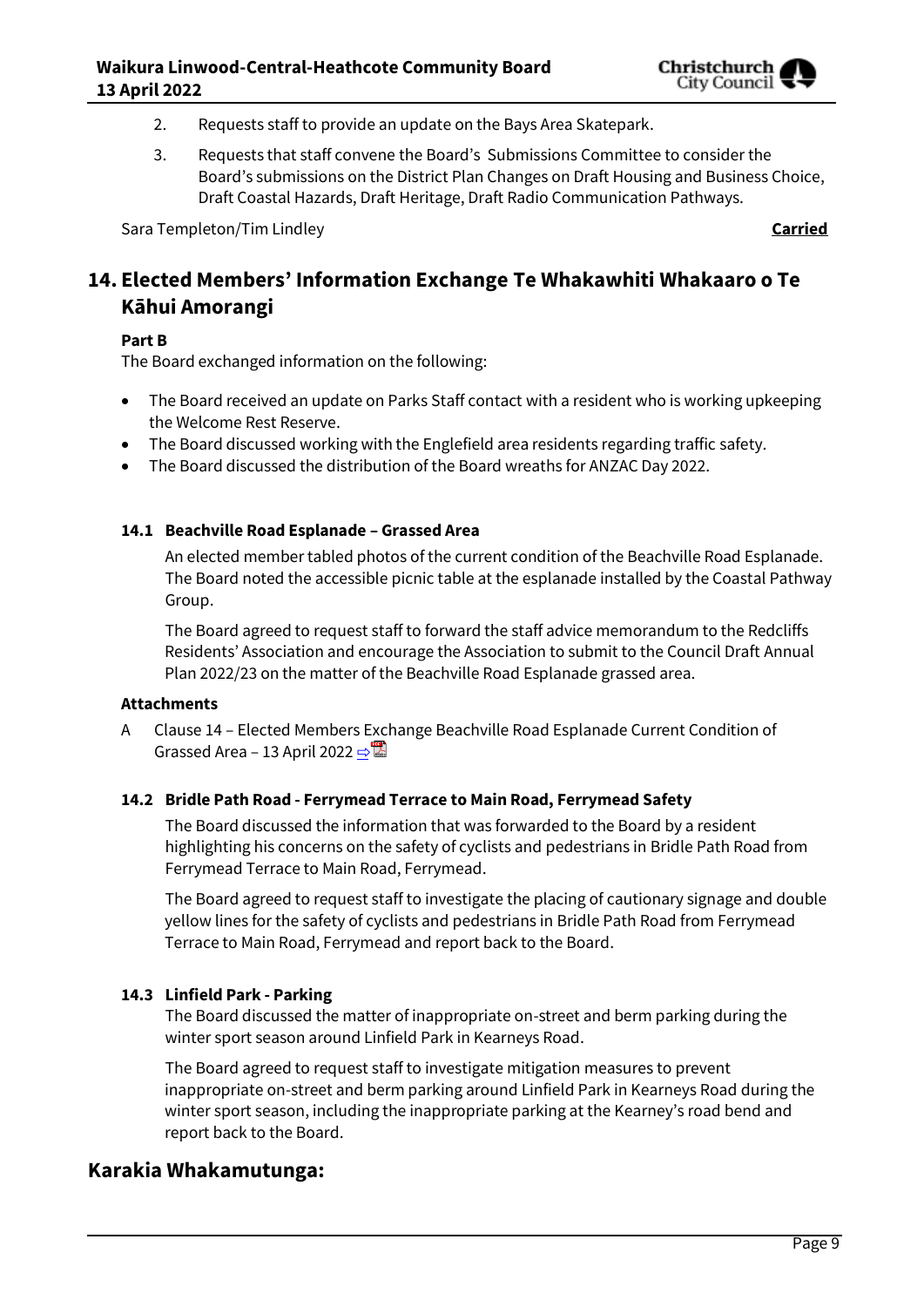2. Requests staff to provide an update on the Bays Area Skatepark.

3. Requests that staff convene the Board's Submissions Committee to consider the Board's submissions on the District Plan Changes on Draft Housing and Business Choice, Draft Coastal Hazards, Draft Heritage, Draft Radio Communication Pathways.

Sara Templeton/Tim Lindley **Carried**

## 14. Elected Members' Information Exchange Te Whakawhiti Whakaaro o Te Kāhui Amorangi

**Part B**

The Board exchanged information on the following:

- The Board received an update on Parks Staff contact with a resident who is working upkeeping the Welcome Rest Reserve.
- The Board discussed working with the Englefield area residents regarding traffic safety.
- The Board discussed the distribution of the Board wreaths for ANZAC Day 2022.

### 14.1 Beachville Road Esplanade – Grassed Area

An elected member tabled photos of the current condition of the Beachville Road Esplanade. The Board noted the accessible picnic table at the esplanade installed by the Coastal Pathway Group.

The Board agreed to request staff to forward the staff advice memorandum to the Redcliffs Residents' Association and encourage the Association to submit to the Council Draft Annual Plan 2022/23 on the matter of the Beachville Road Esplanade grassed area.

**Attachments**

A Clause 14 – Elected Members Exchange Beachville Road Esplanade Current Condition of Grassed Area – 13 April 2022

### 14.2 Bridle Path Road - Ferrymead Terrace to Main Road, Ferrymead Safety

The Board discussed the information that was forwarded to the Board by a resident highlighting his concerns on the safety of cyclists and pedestrians in Bridle Path Road from Ferrymead Terrace to Main Road, Ferrymead.

The Board agreed to request staff to investigate the placing of cautionary signage and double yellow lines for the safety of cyclists and pedestrians in Bridle Path Road from Ferrymead Terrace to Main Road, Ferrymead and report back to the Board.

### 14.3 Linfield Park - Parking

The Board discussed the matter of inappropriate on-street and berm parking during the winter sport season around Linfield Park in Kearneys Road.

The Board agreed to request staff to investigate mitigation measures to prevent inappropriate on-street and berm parking around Linfield Park in Kearneys Road during the winter sport season, including the inappropriate parking at the Kearney's road bend and report back to the Board.

## Karakia Whakamutunga: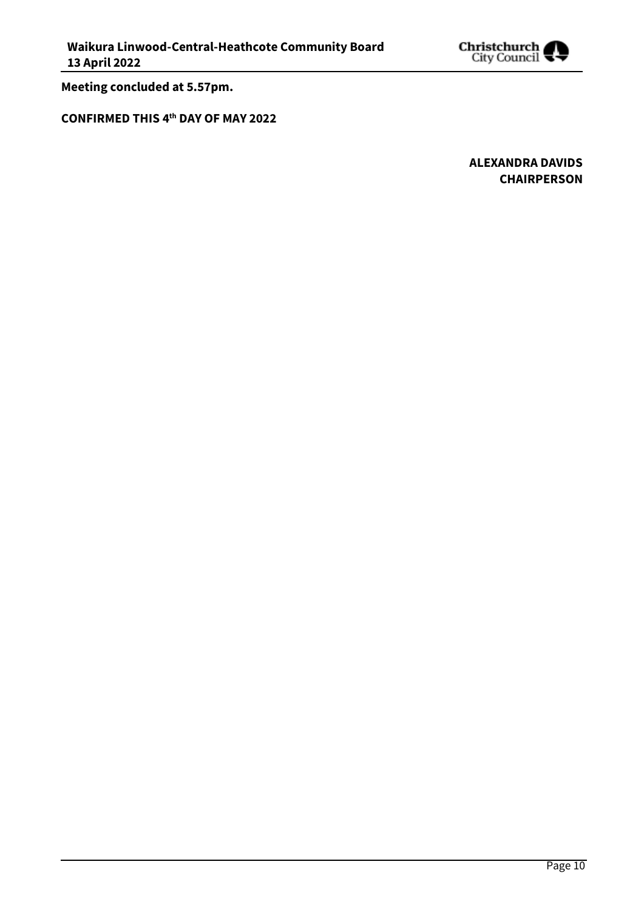**Meeting concluded at 5.57pm.**

**CONFIRMED THIS 4th DAY OF MAY 2022**

**ALEXANDRA DAVIDS**
**CHAIRPERSON**